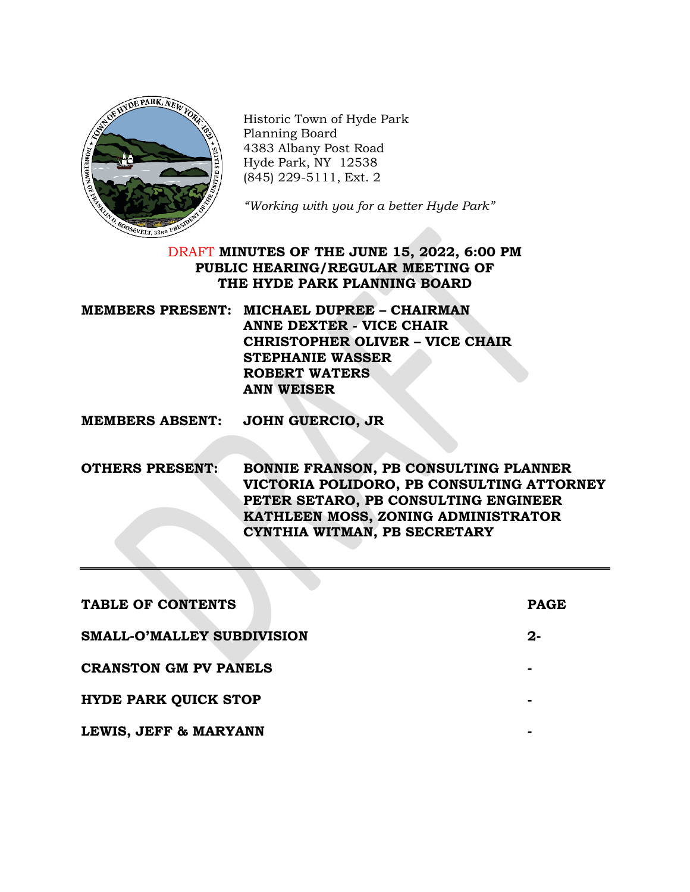Historic Town of Hyde Park
Planning Board
4383 Albany Post Road
Hyde Park, NY 12538
(845) 229-5111, Ext. 2

*"Working with you for a better Hyde Park"*

# DRAFT MINUTES OF THE JUNE 15, 2022, 6:00 PM PUBLIC HEARING/REGULAR MEETING OF THE HYDE PARK PLANNING BOARD

**MEMBERS PRESENT:** **MICHAEL DUPREE – CHAIRMAN**
**ANNE DEXTER - VICE CHAIR**
**CHRISTOPHER OLIVER – VICE CHAIR**
**STEPHANIE WASSER**
**ROBERT WATERS**
**ANN WEISER**

**MEMBERS ABSENT:** **JOHN GUERCIO, JR**

**OTHERS PRESENT:** **BONNIE FRANSON, PB CONSULTING PLANNER**
**VICTORIA POLIDORO, PB CONSULTING ATTORNEY**
**PETER SETARO, PB CONSULTING ENGINEER**
**KATHLEEN MOSS, ZONING ADMINISTRATOR**
**CYNTHIA WITMAN, PB SECRETARY**

---

| TABLE OF CONTENTS | PAGE |
|---|---|
| SMALL-O'MALLEY SUBDIVISION | 2- |
| CRANSTON GM PV PANELS | - |
| HYDE PARK QUICK STOP | - |
| LEWIS, JEFF & MARYANN | - |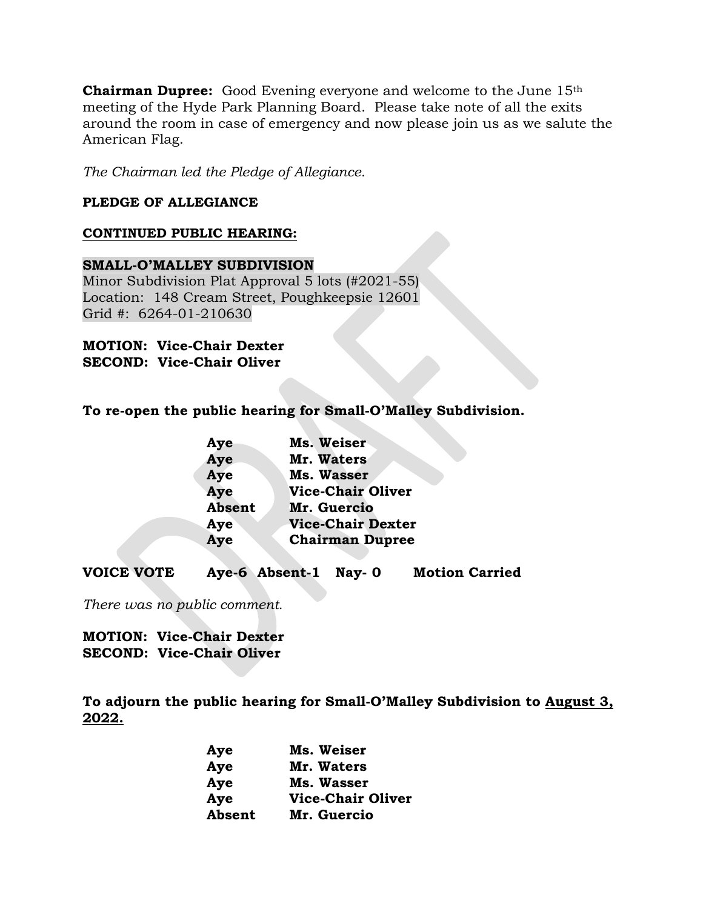**Chairman Dupree:** Good Evening everyone and welcome to the June 15th meeting of the Hyde Park Planning Board. Please take note of all the exits around the room in case of emergency and now please join us as we salute the American Flag.

*The Chairman led the Pledge of Allegiance.*

**PLEDGE OF ALLEGIANCE**

**CONTINUED PUBLIC HEARING:**

**SMALL-O'MALLEY SUBDIVISION**
Minor Subdivision Plat Approval 5 lots (#2021-55)
Location: 148 Cream Street, Poughkeepsie 12601
Grid #: 6264-01-210630

**MOTION: Vice-Chair Dexter**
**SECOND: Vice-Chair Oliver**

**To re-open the public hearing for Small-O'Malley Subdivision.**

| | |
|---|---|
| **Aye** | **Ms. Weiser** |
| **Aye** | **Mr. Waters** |
| **Aye** | **Ms. Wasser** |
| **Aye** | **Vice-Chair Oliver** |
| **Absent** | **Mr. Guercio** |
| **Aye** | **Vice-Chair Dexter** |
| **Aye** | **Chairman Dupree** |

**VOICE VOTE Aye-6 Absent-1 Nay- 0 Motion Carried**

*There was no public comment.*

**MOTION: Vice-Chair Dexter**
**SECOND: Vice-Chair Oliver**

**To adjourn the public hearing for Small-O'Malley Subdivision to August 3, 2022.**

| | |
|---|---|
| **Aye** | **Ms. Weiser** |
| **Aye** | **Mr. Waters** |
| **Aye** | **Ms. Wasser** |
| **Aye** | **Vice-Chair Oliver** |
| **Absent** | **Mr. Guercio** |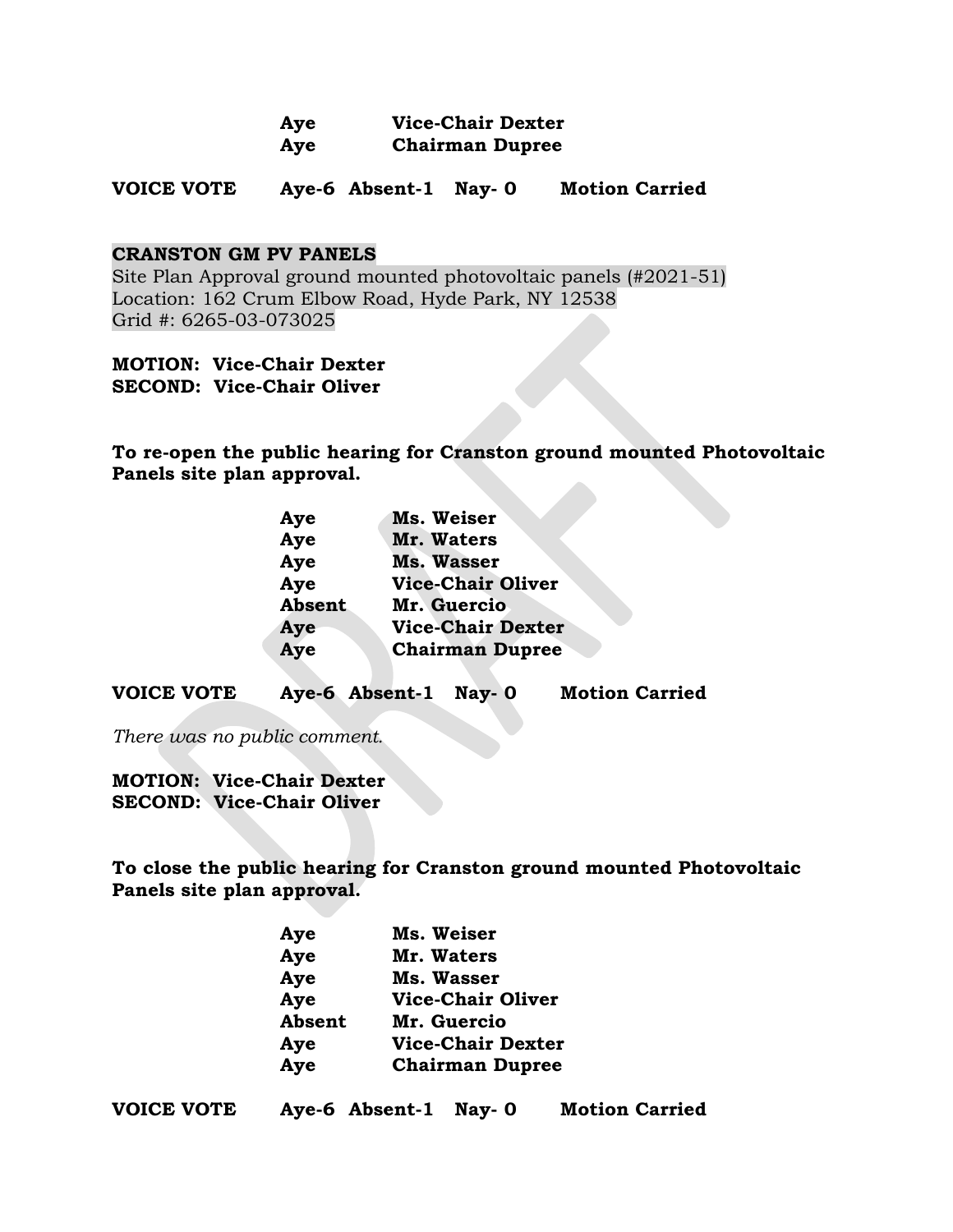| | |
|---|---|
| **Aye** | **Vice-Chair Dexter** |
| **Aye** | **Chairman Dupree** |

**VOICE VOTE Aye-6 Absent-1 Nay- 0 Motion Carried**

**CRANSTON GM PV PANELS**
Site Plan Approval ground mounted photovoltaic panels (#2021-51)
Location: 162 Crum Elbow Road, Hyde Park, NY 12538
Grid #: 6265-03-073025

**MOTION: Vice-Chair Dexter**
**SECOND: Vice-Chair Oliver**

**To re-open the public hearing for Cranston ground mounted Photovoltaic Panels site plan approval.**

| | |
|---|---|
| **Aye** | **Ms. Weiser** |
| **Aye** | **Mr. Waters** |
| **Aye** | **Ms. Wasser** |
| **Aye** | **Vice-Chair Oliver** |
| **Absent** | **Mr. Guercio** |
| **Aye** | **Vice-Chair Dexter** |
| **Aye** | **Chairman Dupree** |

**VOICE VOTE Aye-6 Absent-1 Nay- 0 Motion Carried**

*There was no public comment.*

**MOTION: Vice-Chair Dexter**
**SECOND: Vice-Chair Oliver**

**To close the public hearing for Cranston ground mounted Photovoltaic Panels site plan approval.**

| | |
|---|---|
| **Aye** | **Ms. Weiser** |
| **Aye** | **Mr. Waters** |
| **Aye** | **Ms. Wasser** |
| **Aye** | **Vice-Chair Oliver** |
| **Absent** | **Mr. Guercio** |
| **Aye** | **Vice-Chair Dexter** |
| **Aye** | **Chairman Dupree** |

**VOICE VOTE Aye-6 Absent-1 Nay- 0 Motion Carried**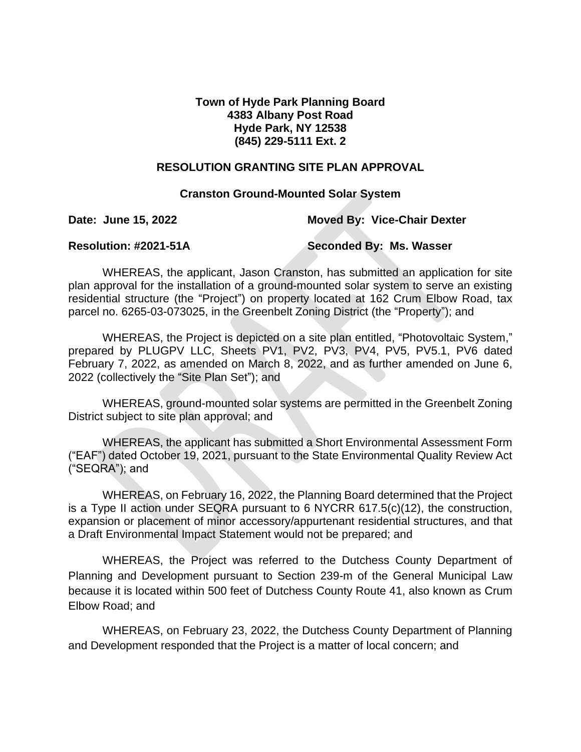**Town of Hyde Park Planning Board**
**4383 Albany Post Road**
**Hyde Park, NY 12538**
**(845) 229-5111 Ext. 2**

**RESOLUTION GRANTING SITE PLAN APPROVAL**

**Cranston Ground-Mounted Solar System**

**Date: June 15, 2022** **Moved By: Vice-Chair Dexter**

**Resolution: #2021-51A** **Seconded By: Ms. Wasser**

WHEREAS, the applicant, Jason Cranston, has submitted an application for site plan approval for the installation of a ground-mounted solar system to serve an existing residential structure (the "Project") on property located at 162 Crum Elbow Road, tax parcel no. 6265-03-073025, in the Greenbelt Zoning District (the "Property"); and

WHEREAS, the Project is depicted on a site plan entitled, "Photovoltaic System," prepared by PLUGPV LLC, Sheets PV1, PV2, PV3, PV4, PV5, PV5.1, PV6 dated February 7, 2022, as amended on March 8, 2022, and as further amended on June 6, 2022 (collectively the "Site Plan Set"); and

WHEREAS, ground-mounted solar systems are permitted in the Greenbelt Zoning District subject to site plan approval; and

WHEREAS, the applicant has submitted a Short Environmental Assessment Form ("EAF") dated October 19, 2021, pursuant to the State Environmental Quality Review Act ("SEQRA"); and

WHEREAS, on February 16, 2022, the Planning Board determined that the Project is a Type II action under SEQRA pursuant to 6 NYCRR 617.5(c)(12), the construction, expansion or placement of minor accessory/appurtenant residential structures, and that a Draft Environmental Impact Statement would not be prepared; and

WHEREAS, the Project was referred to the Dutchess County Department of Planning and Development pursuant to Section 239-m of the General Municipal Law because it is located within 500 feet of Dutchess County Route 41, also known as Crum Elbow Road; and

WHEREAS, on February 23, 2022, the Dutchess County Department of Planning and Development responded that the Project is a matter of local concern; and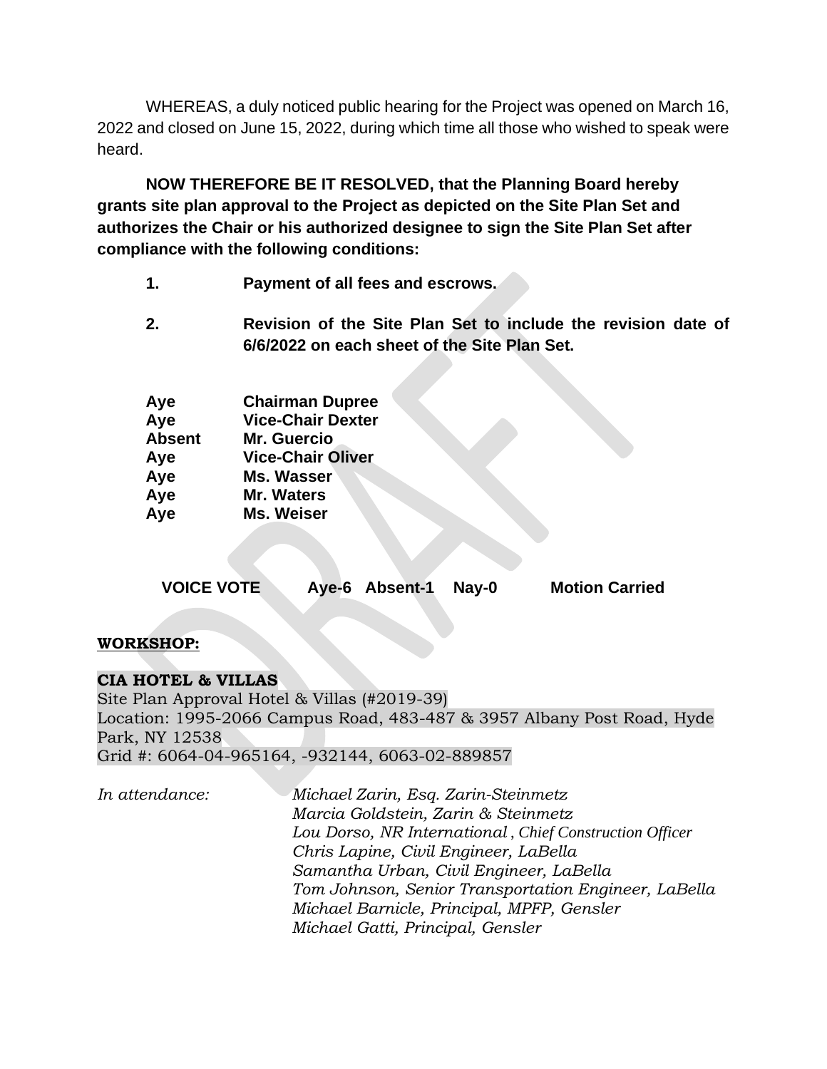WHEREAS, a duly noticed public hearing for the Project was opened on March 16, 2022 and closed on June 15, 2022, during which time all those who wished to speak were heard.

**NOW THEREFORE BE IT RESOLVED, that the Planning Board hereby grants site plan approval to the Project as depicted on the Site Plan Set and authorizes the Chair or his authorized designee to sign the Site Plan Set after compliance with the following conditions:**

1. **Payment of all fees and escrows.**

2. **Revision of the Site Plan Set to include the revision date of 6/6/2022 on each sheet of the Site Plan Set.**

| | |
|---|---|
| **Aye** | **Chairman Dupree** |
| **Aye** | **Vice-Chair Dexter** |
| **Absent** | **Mr. Guercio** |
| **Aye** | **Vice-Chair Oliver** |
| **Aye** | **Ms. Wasser** |
| **Aye** | **Mr. Waters** |
| **Aye** | **Ms. Weiser** |

**VOICE VOTE  Aye-6  Absent-1  Nay-0  Motion Carried**

**WORKSHOP:**

**CIA HOTEL & VILLAS**
Site Plan Approval Hotel & Villas (#2019-39)
Location: 1995-2066 Campus Road, 483-487 & 3957 Albany Post Road, Hyde Park, NY 12538
Grid #: 6064-04-965164, -932144, 6063-02-889857

*In attendance:*
*Michael Zarin, Esq. Zarin-Steinmetz*
*Marcia Goldstein, Zarin & Steinmetz*
*Lou Dorso, NR International, Chief Construction Officer*
*Chris Lapine, Civil Engineer, LaBella*
*Samantha Urban, Civil Engineer, LaBella*
*Tom Johnson, Senior Transportation Engineer, LaBella*
*Michael Barnicle, Principal, MPFP, Gensler*
*Michael Gatti, Principal, Gensler*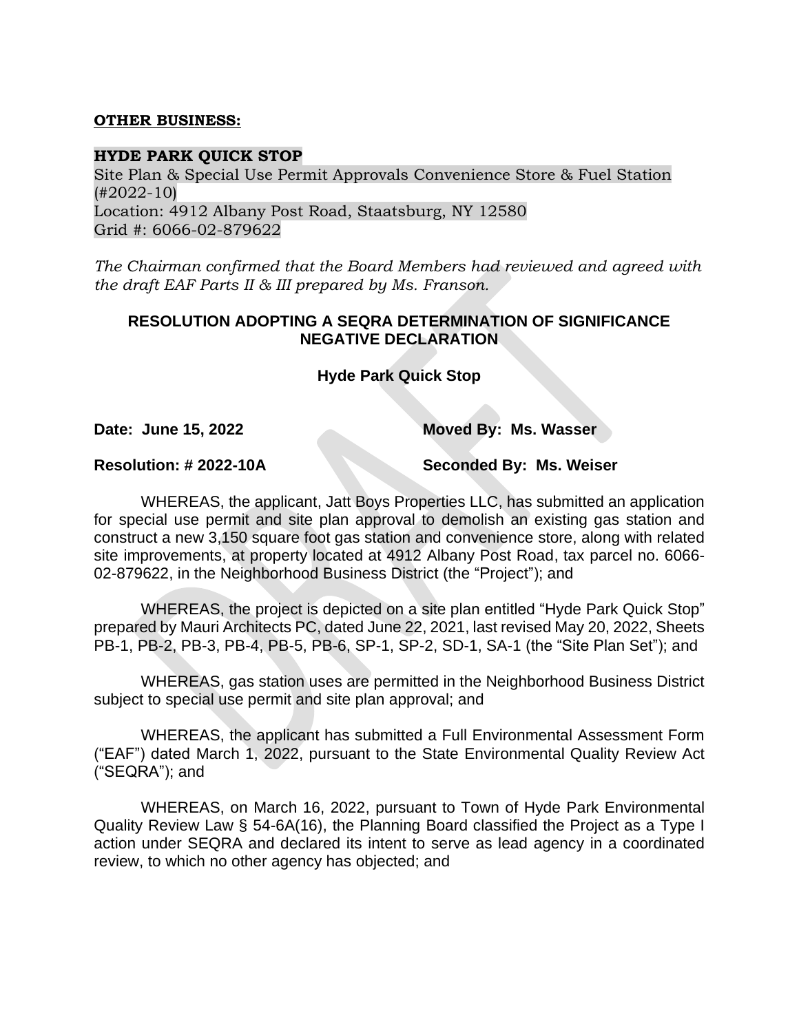**OTHER BUSINESS:**

**HYDE PARK QUICK STOP**
Site Plan & Special Use Permit Approvals Convenience Store & Fuel Station (#2022-10)
Location: 4912 Albany Post Road, Staatsburg, NY 12580
Grid #: 6066-02-879622

*The Chairman confirmed that the Board Members had reviewed and agreed with the draft EAF Parts II & III prepared by Ms. Franson.*

## RESOLUTION ADOPTING A SEQRA DETERMINATION OF SIGNIFICANCE NEGATIVE DECLARATION

### Hyde Park Quick Stop

**Date: June 15, 2022** **Moved By: Ms. Wasser**

**Resolution: # 2022-10A** **Seconded By: Ms. Weiser**

WHEREAS, the applicant, Jatt Boys Properties LLC, has submitted an application for special use permit and site plan approval to demolish an existing gas station and construct a new 3,150 square foot gas station and convenience store, along with related site improvements, at property located at 4912 Albany Post Road, tax parcel no. 6066-02-879622, in the Neighborhood Business District (the "Project"); and

WHEREAS, the project is depicted on a site plan entitled "Hyde Park Quick Stop" prepared by Mauri Architects PC, dated June 22, 2021, last revised May 20, 2022, Sheets PB-1, PB-2, PB-3, PB-4, PB-5, PB-6, SP-1, SP-2, SD-1, SA-1 (the "Site Plan Set"); and

WHEREAS, gas station uses are permitted in the Neighborhood Business District subject to special use permit and site plan approval; and

WHEREAS, the applicant has submitted a Full Environmental Assessment Form ("EAF") dated March 1, 2022, pursuant to the State Environmental Quality Review Act ("SEQRA"); and

WHEREAS, on March 16, 2022, pursuant to Town of Hyde Park Environmental Quality Review Law § 54-6A(16), the Planning Board classified the Project as a Type I action under SEQRA and declared its intent to serve as lead agency in a coordinated review, to which no other agency has objected; and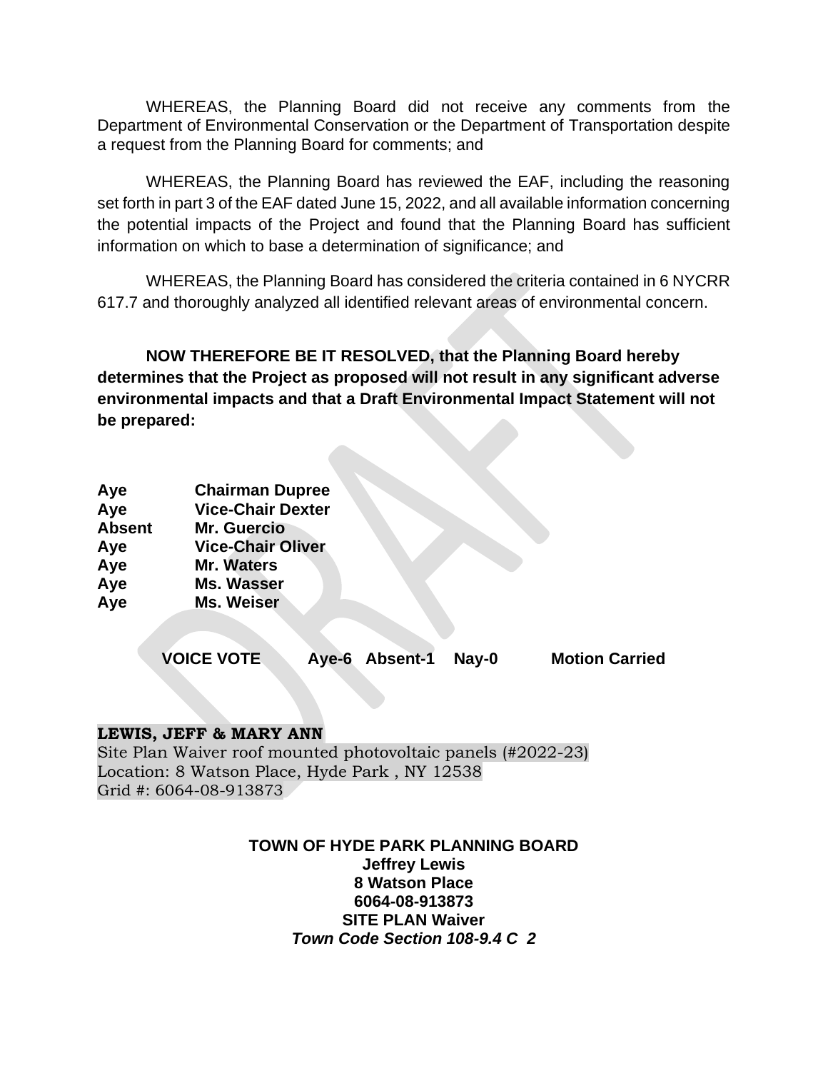WHEREAS, the Planning Board did not receive any comments from the Department of Environmental Conservation or the Department of Transportation despite a request from the Planning Board for comments; and

WHEREAS, the Planning Board has reviewed the EAF, including the reasoning set forth in part 3 of the EAF dated June 15, 2022, and all available information concerning the potential impacts of the Project and found that the Planning Board has sufficient information on which to base a determination of significance; and

WHEREAS, the Planning Board has considered the criteria contained in 6 NYCRR 617.7 and thoroughly analyzed all identified relevant areas of environmental concern.

**NOW THEREFORE BE IT RESOLVED, that the Planning Board hereby determines that the Project as proposed will not result in any significant adverse environmental impacts and that a Draft Environmental Impact Statement will not be prepared:**

| | |
|---|---|
| **Aye** | **Chairman Dupree** |
| **Aye** | **Vice-Chair Dexter** |
| **Absent** | **Mr. Guercio** |
| **Aye** | **Vice-Chair Oliver** |
| **Aye** | **Mr. Waters** |
| **Aye** | **Ms. Wasser** |
| **Aye** | **Ms. Weiser** |

**VOICE VOTE Aye-6 Absent-1 Nay-0 Motion Carried**

**LEWIS, JEFF & MARY ANN**
Site Plan Waiver roof mounted photovoltaic panels (#2022-23)
Location: 8 Watson Place, Hyde Park , NY 12538
Grid #: 6064-08-913873

**TOWN OF HYDE PARK PLANNING BOARD**
**Jeffrey Lewis**
**8 Watson Place**
**6064-08-913873**
**SITE PLAN Waiver**
***Town Code Section 108-9.4 C 2***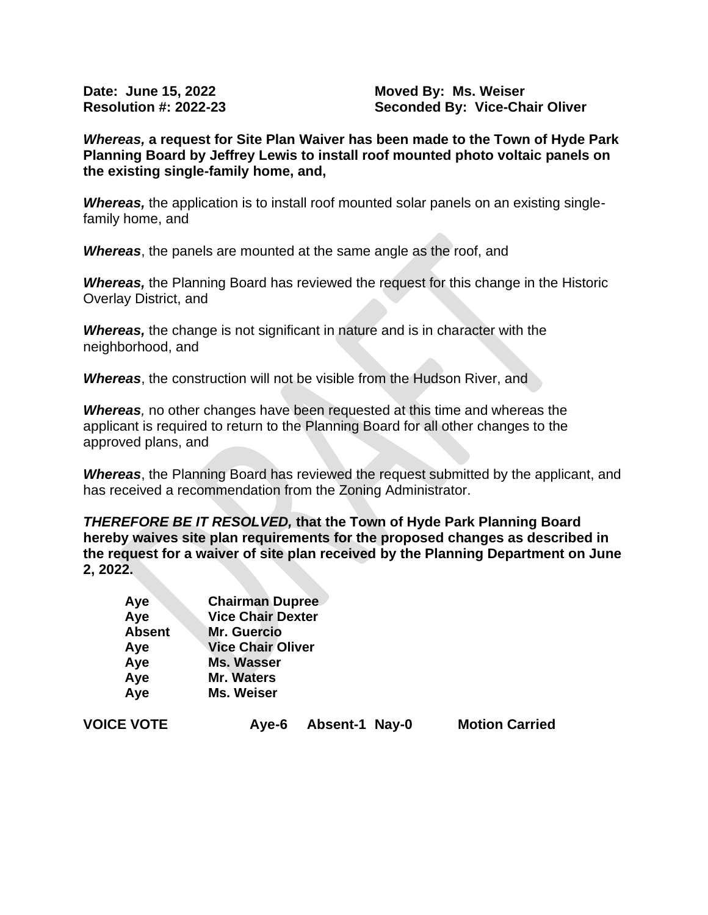**Date: June 15, 2022** **Moved By: Ms. Weiser**
**Resolution #: 2022-23** **Seconded By: Vice-Chair Oliver**

***Whereas,* a request for Site Plan Waiver has been made to the Town of Hyde Park Planning Board by Jeffrey Lewis to install roof mounted photo voltaic panels on the existing single-family home, and,**

***Whereas,*** the application is to install roof mounted solar panels on an existing single-family home, and

***Whereas***, the panels are mounted at the same angle as the roof, and

***Whereas,*** the Planning Board has reviewed the request for this change in the Historic Overlay District, and

***Whereas,*** the change is not significant in nature and is in character with the neighborhood, and

***Whereas***, the construction will not be visible from the Hudson River, and

***Whereas**,* no other changes have been requested at this time and whereas the applicant is required to return to the Planning Board for all other changes to the approved plans, and

***Whereas***, the Planning Board has reviewed the request submitted by the applicant, and has received a recommendation from the Zoning Administrator.

***THEREFORE BE IT RESOLVED,* that the Town of Hyde Park Planning Board hereby waives site plan requirements for the proposed changes as described in the request for a waiver of site plan received by the Planning Department on June 2, 2022.**

| | |
|---|---|
| **Aye** | **Chairman Dupree** |
| **Aye** | **Vice Chair Dexter** |
| **Absent** | **Mr. Guercio** |
| **Aye** | **Vice Chair Oliver** |
| **Aye** | **Ms. Wasser** |
| **Aye** | **Mr. Waters** |
| **Aye** | **Ms. Weiser** |

**VOICE VOTE** **Aye-6** **Absent-1** **Nay-0** **Motion Carried**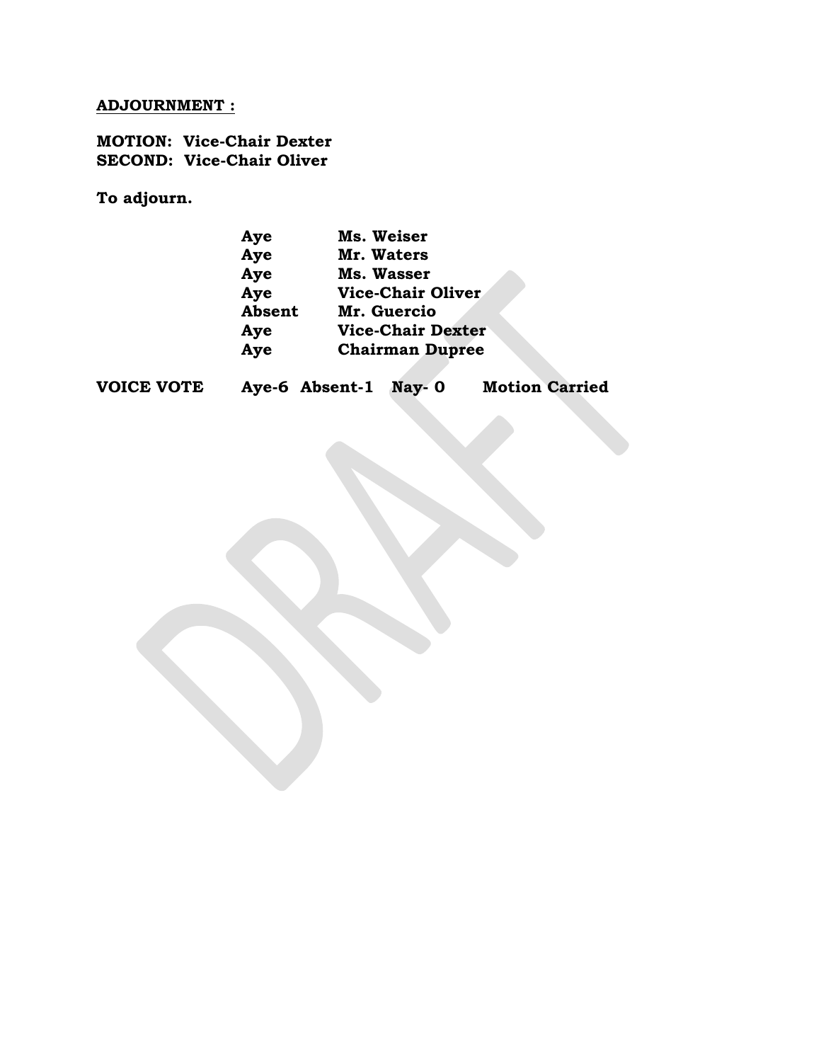**ADJOURNMENT :**

**MOTION: Vice-Chair Dexter**
**SECOND: Vice-Chair Oliver**

**To adjourn.**

| | |
|---|---|
| **Aye** | **Ms. Weiser** |
| **Aye** | **Mr. Waters** |
| **Aye** | **Ms. Wasser** |
| **Aye** | **Vice-Chair Oliver** |
| **Absent** | **Mr. Guercio** |
| **Aye** | **Vice-Chair Dexter** |
| **Aye** | **Chairman Dupree** |

**VOICE VOTE Aye-6 Absent-1 Nay- 0 Motion Carried**